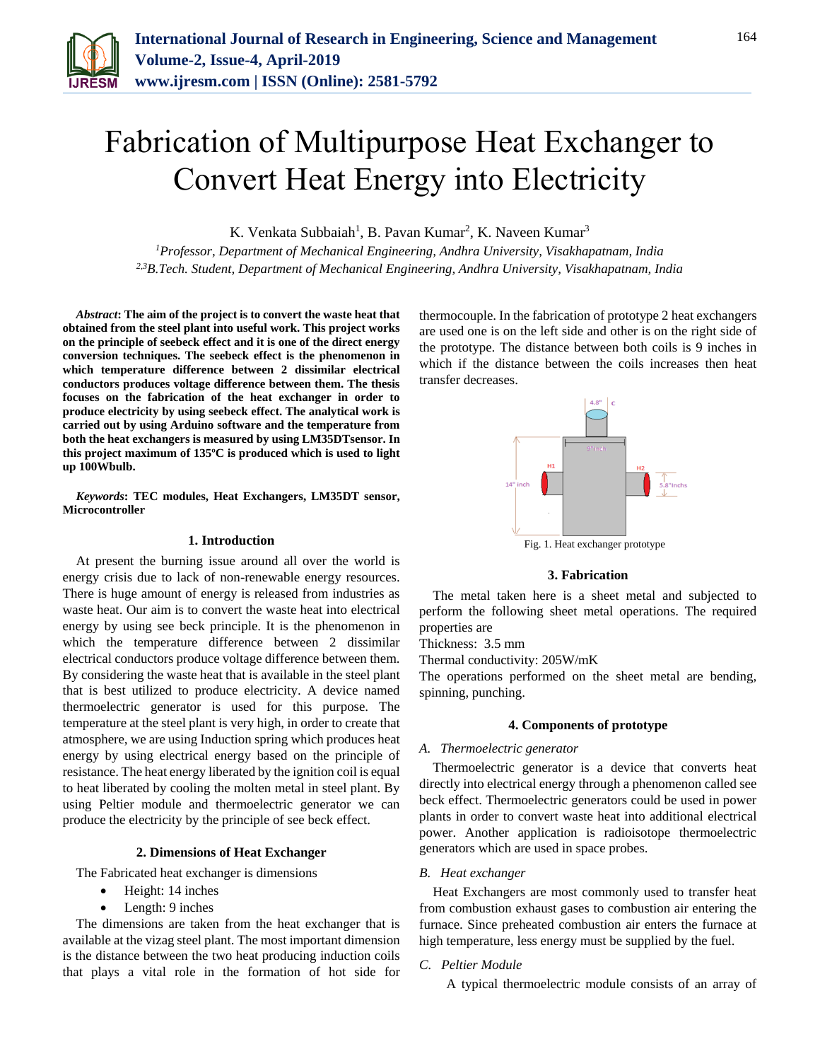# Fabrication of Multipurpose Heat Exchanger to Convert Heat Energy into Electricity

K. Venkata Subbaiah[1], B. Pavan Kumar[2], K. Naveen Kumar[3]

[1]*Professor, Department of Mechanical Engineering, Andhra University, Visakhapatnam, India*
[2,3]*B.Tech. Student, Department of Mechanical Engineering, Andhra University, Visakhapatnam, India*

***Abstract*: The aim of the project is to convert the waste heat that obtained from the steel plant into useful work. This project works on the principle of seebeck effect and it is one of the direct energy conversion techniques. The seebeck effect is the phenomenon in which temperature difference between 2 dissimilar electrical conductors produces voltage difference between them. The thesis focuses on the fabrication of the heat exchanger in order to produce electricity by using seebeck effect. The analytical work is carried out by using Arduino software and the temperature from both the heat exchangers is measured by using LM35DTsensor. In this project maximum of 135ºC is produced which is used to light up 100Wbulb.**

***Keywords*: TEC modules, Heat Exchangers, LM35DT sensor, Microcontroller**

## 1. Introduction

At present the burning issue around all over the world is energy crisis due to lack of non-renewable energy resources. There is huge amount of energy is released from industries as waste heat. Our aim is to convert the waste heat into electrical energy by using see beck principle. It is the phenomenon in which the temperature difference between 2 dissimilar electrical conductors produce voltage difference between them. By considering the waste heat that is available in the steel plant that is best utilized to produce electricity. A device named thermoelectric generator is used for this purpose. The temperature at the steel plant is very high, in order to create that atmosphere, we are using Induction spring which produces heat energy by using electrical energy based on the principle of resistance. The heat energy liberated by the ignition coil is equal to heat liberated by cooling the molten metal in steel plant. By using Peltier module and thermoelectric generator we can produce the electricity by the principle of see beck effect.

## 2. Dimensions of Heat Exchanger

The Fabricated heat exchanger is dimensions

- Height: 14 inches
- Length: 9 inches

The dimensions are taken from the heat exchanger that is available at the vizag steel plant. The most important dimension is the distance between the two heat producing induction coils that plays a vital role in the formation of hot side for thermocouple. In the fabrication of prototype 2 heat exchangers are used one is on the left side and other is on the right side of the prototype. The distance between both coils is 9 inches in which if the distance between the coils increases then heat transfer decreases.

Fig. 1. Heat exchanger prototype

## 3. Fabrication

The metal taken here is a sheet metal and subjected to perform the following sheet metal operations. The required properties are

Thickness: 3.5 mm

Thermal conductivity: 205W/mK

The operations performed on the sheet metal are bending, spinning, punching.

## 4. Components of prototype

### *A. Thermoelectric generator*

Thermoelectric generator is a device that converts heat directly into electrical energy through a phenomenon called see beck effect. Thermoelectric generators could be used in power plants in order to convert waste heat into additional electrical power. Another application is radioisotope thermoelectric generators which are used in space probes.

### *B. Heat exchanger*

Heat Exchangers are most commonly used to transfer heat from combustion exhaust gases to combustion air entering the furnace. Since preheated combustion air enters the furnace at high temperature, less energy must be supplied by the fuel.

### *C. Peltier Module*

A typical thermoelectric module consists of an array of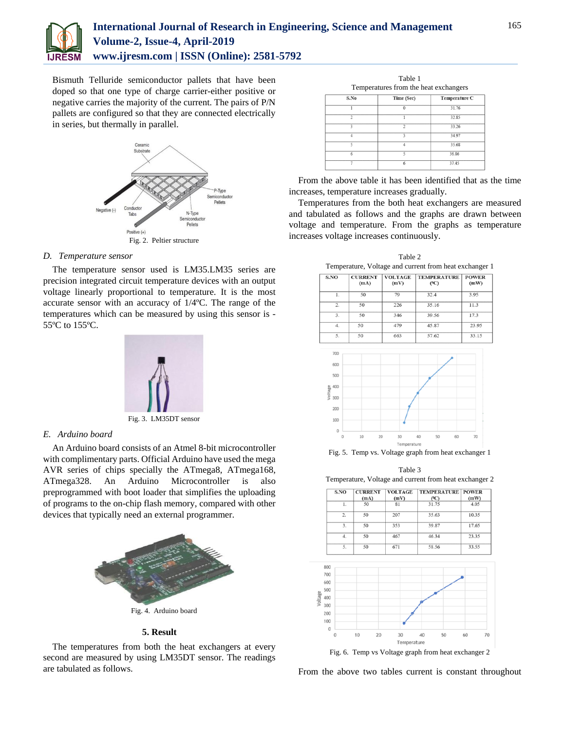Bismuth Telluride semiconductor pallets that have been doped so that one type of charge carrier-either positive or negative carries the majority of the current. The pairs of P/N pallets are configured so that they are connected electrically in series, but thermally in parallel.

Fig. 2. Peltier structure

*D. Temperature sensor*

The temperature sensor used is LM35.LM35 series are precision integrated circuit temperature devices with an output voltage linearly proportional to temperature. It is the most accurate sensor with an accuracy of 1/4ºC. The range of the temperatures which can be measured by using this sensor is -55ºC to 155ºC.

Fig. 3. LM35DT sensor

*E. Arduino board*

An Arduino board consists of an Atmel 8-bit microcontroller with complimentary parts. Official Arduino have used the mega AVR series of chips specially the ATmega8, ATmega168, ATmega328. An Arduino Microcontroller is also preprogrammed with boot loader that simplifies the uploading of programs to the on-chip flash memory, compared with other devices that typically need an external programmer.

Fig. 4. Arduino board

## 5. Result

The temperatures from both the heat exchangers at every second are measured by using LM35DT sensor. The readings are tabulated as follows.

Table 1
Temperatures from the heat exchangers

| S.No | Time (Sec) | Temperature C |
|---|---|---|
| 1 | 0 | 31.76 |
| 2 | 1 | 32.85 |
| 3 | 2 | 33.26 |
| 4 | 3 | 34.97 |
| 5 | 4 | 35.68 |
| 6 | 5 | 36.86 |
| 7 | 6 | 37.45 |

From the above table it has been identified that as the time increases, temperature increases gradually.

Temperatures from the both heat exchangers are measured and tabulated as follows and the graphs are drawn between voltage and temperature. From the graphs as temperature increases voltage increases continuously.

Table 2
Temperature, Voltage and current from heat exchanger 1

| S.NO | CURRENT (mA) | VOLTAGE (mV) | TEMPERATURE (ºC) | POWER (mW) |
|---|---|---|---|---|
| 1. | 50 | 79 | 32.4 | 3.95 |
| 2. | 50 | 226 | 35.16 | 11.3 |
| 3. | 50 | 346 | 39.56 | 17.3 |
| 4. | 50 | 479 | 45.87 | 23.95 |
| 5. | 50 | 663 | 57.62 | 33.15 |

Fig. 5. Temp vs. Voltage graph from heat exchanger 1

Table 3
Temperature, Voltage and current from heat exchanger 2

| S.NO | CURRENT (mA) | VOLTAGE (mV) | TEMPERATURE (ºC) | POWER (mW) |
|---|---|---|---|---|
| 1. | 50 | 81 | 31.75 | 4.05 |
| 2. | 50 | 207 | 35.63 | 10.35 |
| 3. | 50 | 353 | 39.87 | 17.65 |
| 4. | 50 | 467 | 46.34 | 23.35 |
| 5. | 50 | 671 | 58.56 | 33.55 |

Fig. 6. Temp vs Voltage graph from heat exchanger 2

From the above two tables current is constant throughout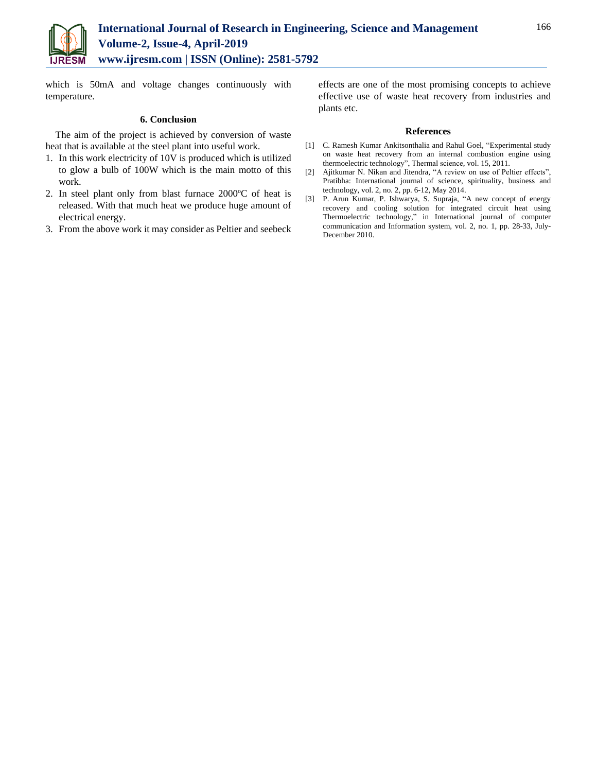which is 50mA and voltage changes continuously with temperature.

## 6. Conclusion

The aim of the project is achieved by conversion of waste heat that is available at the steel plant into useful work.

1. In this work electricity of 10V is produced which is utilized to glow a bulb of 100W which is the main motto of this work.
2. In steel plant only from blast furnace 2000ºC of heat is released. With that much heat we produce huge amount of electrical energy.
3. From the above work it may consider as Peltier and seebeck effects are one of the most promising concepts to achieve effective use of waste heat recovery from industries and plants etc.

## References

[1] C. Ramesh Kumar Ankitsonthalia and Rahul Goel, "Experimental study on waste heat recovery from an internal combustion engine using thermoelectric technology", Thermal science, vol. 15, 2011.

[2] Ajitkumar N. Nikan and Jitendra, "A review on use of Peltier effects", Pratibha: International journal of science, spirituality, business and technology, vol. 2, no. 2, pp. 6-12, May 2014.

[3] P. Arun Kumar, P. Ishwarya, S. Supraja, "A new concept of energy recovery and cooling solution for integrated circuit heat using Thermoelectric technology," in International journal of computer communication and Information system, vol. 2, no. 1, pp. 28-33, July-December 2010.